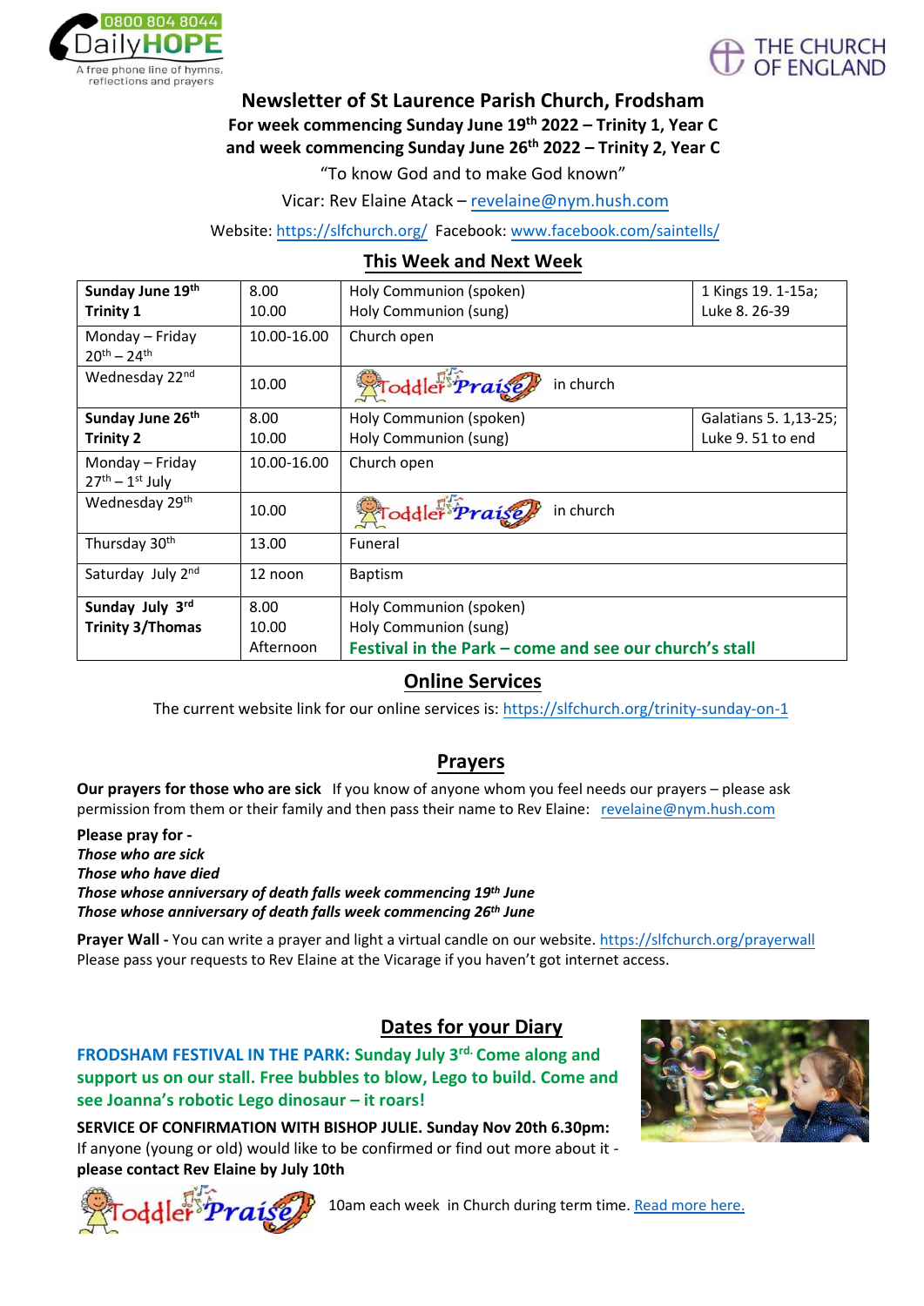0800 804 8044
DailyHOPE
A free phone line of hymns, reflections and prayers

THE CHURCH OF ENGLAND

# Newsletter of St Laurence Parish Church, Frodsham

**For week commencing Sunday June 19th 2022 – Trinity 1, Year C**
**and week commencing Sunday June 26th 2022 – Trinity 2, Year C**

"To know God and to make God known"

Vicar: Rev Elaine Atack – revelaine@nym.hush.com

Website: https://slfchurch.org/ Facebook: www.facebook.com/saintells/

## This Week and Next Week

| | | | |
|---|---|---|---|
| **Sunday June 19th Trinity 1** | 8.00<br>10.00 | Holy Communion (spoken)<br>Holy Communion (sung) | 1 Kings 19. 1-15a; Luke 8. 26-39 |
| Monday – Friday 20th – 24th | 10.00-16.00 | Church open | |
| Wednesday 22nd | 10.00 | Toddler Praise in church | |
| **Sunday June 26th Trinity 2** | 8.00<br>10.00 | Holy Communion (spoken)<br>Holy Communion (sung) | Galatians 5. 1,13-25; Luke 9. 51 to end |
| Monday – Friday 27th – 1st July | 10.00-16.00 | Church open | |
| Wednesday 29th | 10.00 | Toddler Praise in church | |
| Thursday 30th | 13.00 | Funeral | |
| Saturday July 2nd | 12 noon | Baptism | |
| **Sunday July 3rd Trinity 3/Thomas** | 8.00<br>10.00<br>Afternoon | Holy Communion (spoken)<br>Holy Communion (sung)<br>**Festival in the Park – come and see our church's stall** | |

## Online Services

The current website link for our online services is: https://slfchurch.org/trinity-sunday-on-1

## Prayers

**Our prayers for those who are sick** If you know of anyone whom you feel needs our prayers – please ask permission from them or their family and then pass their name to Rev Elaine: revelaine@nym.hush.com

**Please pray for -**
***Those who are sick***
***Those who have died***
***Those whose anniversary of death falls week commencing 19th June***
***Those whose anniversary of death falls week commencing 26th June***

**Prayer Wall -** You can write a prayer and light a virtual candle on our website. https://slfchurch.org/prayerwall
Please pass your requests to Rev Elaine at the Vicarage if you haven't got internet access.

## Dates for your Diary

**FRODSHAM FESTIVAL IN THE PARK: Sunday July 3rd. Come along and support us on our stall. Free bubbles to blow, Lego to build. Come and see Joanna's robotic Lego dinosaur – it roars!**

**SERVICE OF CONFIRMATION WITH BISHOP JULIE. Sunday Nov 20th 6.30pm:** If anyone (young or old) would like to be confirmed or find out more about it - **please contact Rev Elaine by July 10th**

Toddler Praise 10am each week in Church during term time. Read more here.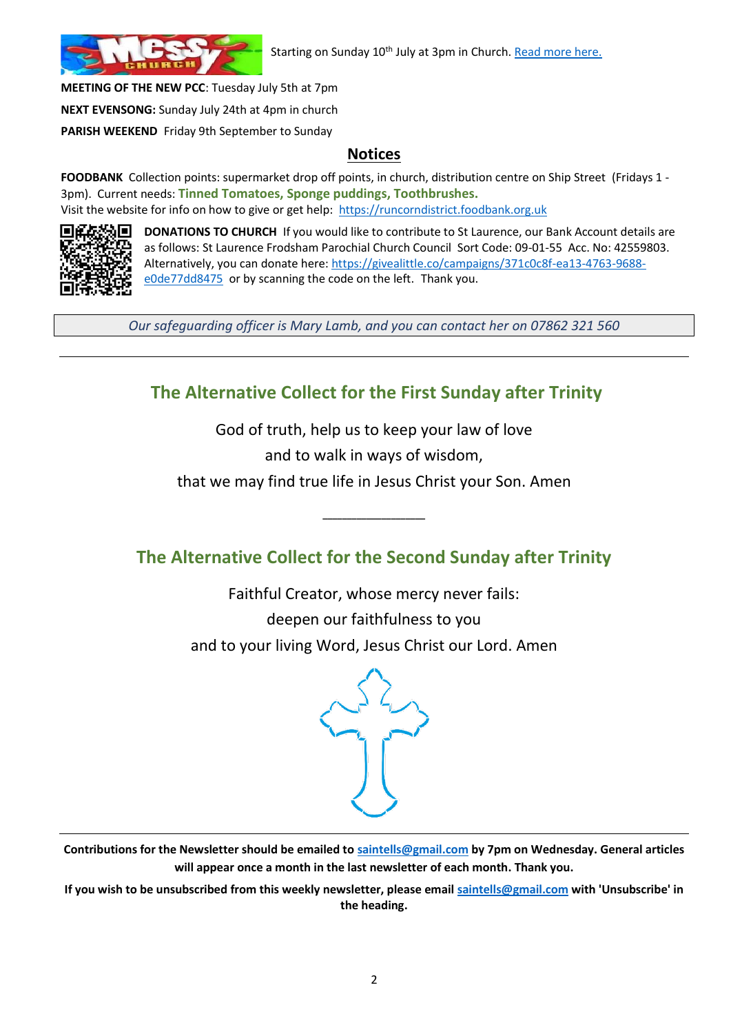Starting on Sunday 10th July at 3pm in Church. [Read more here.]

**MEETING OF THE NEW PCC**: Tuesday July 5th at 7pm

**NEXT EVENSONG:** Sunday July 24th at 4pm in church

**PARISH WEEKEND** Friday 9th September to Sunday

## Notices

**FOODBANK** Collection points: supermarket drop off points, in church, distribution centre on Ship Street (Fridays 1 - 3pm). Current needs: **Tinned Tomatoes, Sponge puddings, Toothbrushes.**
Visit the website for info on how to give or get help: https://runcorndistrict.foodbank.org.uk

**DONATIONS TO CHURCH** If you would like to contribute to St Laurence, our Bank Account details are as follows: St Laurence Frodsham Parochial Church Council Sort Code: 09-01-55 Acc. No: 42559803. Alternatively, you can donate here: https://givealittle.co/campaigns/371c0c8f-ea13-4763-9688-e0de77dd8475 or by scanning the code on the left. Thank you.

*Our safeguarding officer is Mary Lamb, and you can contact her on 07862 321 560*

---

## The Alternative Collect for the First Sunday after Trinity

God of truth, help us to keep your law of love
and to walk in ways of wisdom,
that we may find true life in Jesus Christ your Son. Amen

______________

## The Alternative Collect for the Second Sunday after Trinity

Faithful Creator, whose mercy never fails:
deepen our faithfulness to you
and to your living Word, Jesus Christ our Lord. Amen

---

**Contributions for the Newsletter should be emailed to saintells@gmail.com by 7pm on Wednesday. General articles will appear once a month in the last newsletter of each month. Thank you.**

**If you wish to be unsubscribed from this weekly newsletter, please email saintells@gmail.com with 'Unsubscribe' in the heading.**